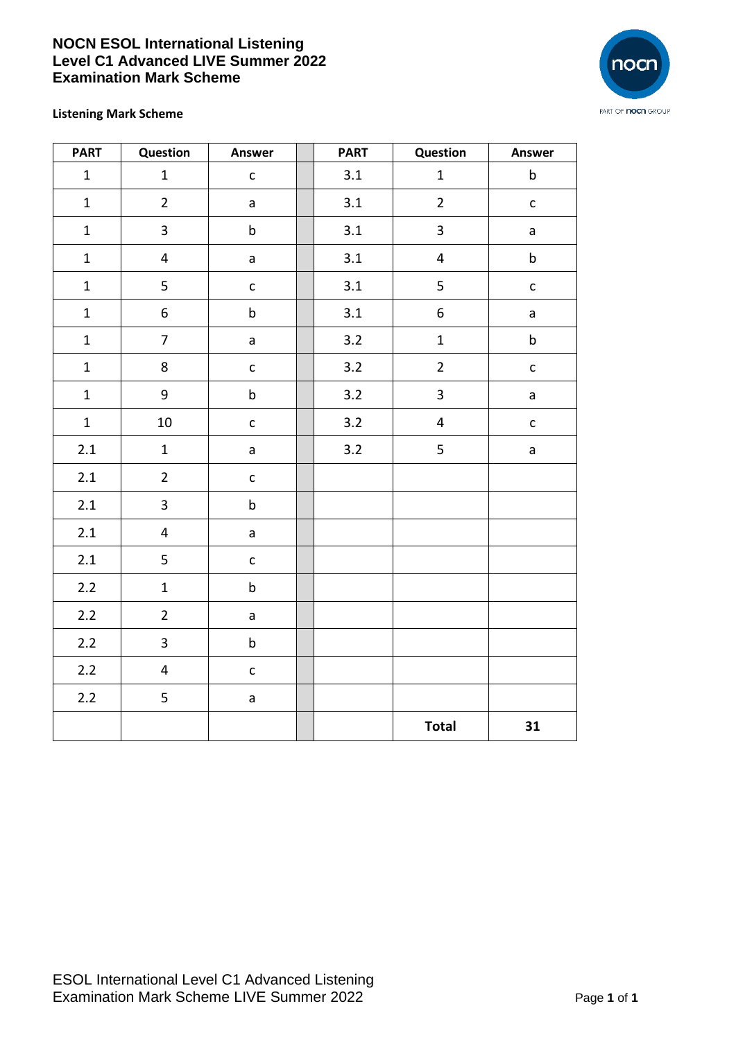# NOCN ESOL International Listening Level C1 Advanced LIVE Summer 2022 Examination Mark Scheme

**Listening Mark Scheme**

| PART | Question | Answer | | PART | Question | Answer |
|---|---|---|---|---|---|---|
| 1 | 1 | c | | 3.1 | 1 | b |
| 1 | 2 | a | | 3.1 | 2 | c |
| 1 | 3 | b | | 3.1 | 3 | a |
| 1 | 4 | a | | 3.1 | 4 | b |
| 1 | 5 | c | | 3.1 | 5 | c |
| 1 | 6 | b | | 3.1 | 6 | a |
| 1 | 7 | a | | 3.2 | 1 | b |
| 1 | 8 | c | | 3.2 | 2 | c |
| 1 | 9 | b | | 3.2 | 3 | a |
| 1 | 10 | c | | 3.2 | 4 | c |
| 2.1 | 1 | a | | 3.2 | 5 | a |
| 2.1 | 2 | c | | | | |
| 2.1 | 3 | b | | | | |
| 2.1 | 4 | a | | | | |
| 2.1 | 5 | c | | | | |
| 2.2 | 1 | b | | | | |
| 2.2 | 2 | a | | | | |
| 2.2 | 3 | b | | | | |
| 2.2 | 4 | c | | | | |
| 2.2 | 5 | a | | | | |
| | | | | | **Total** | **31** |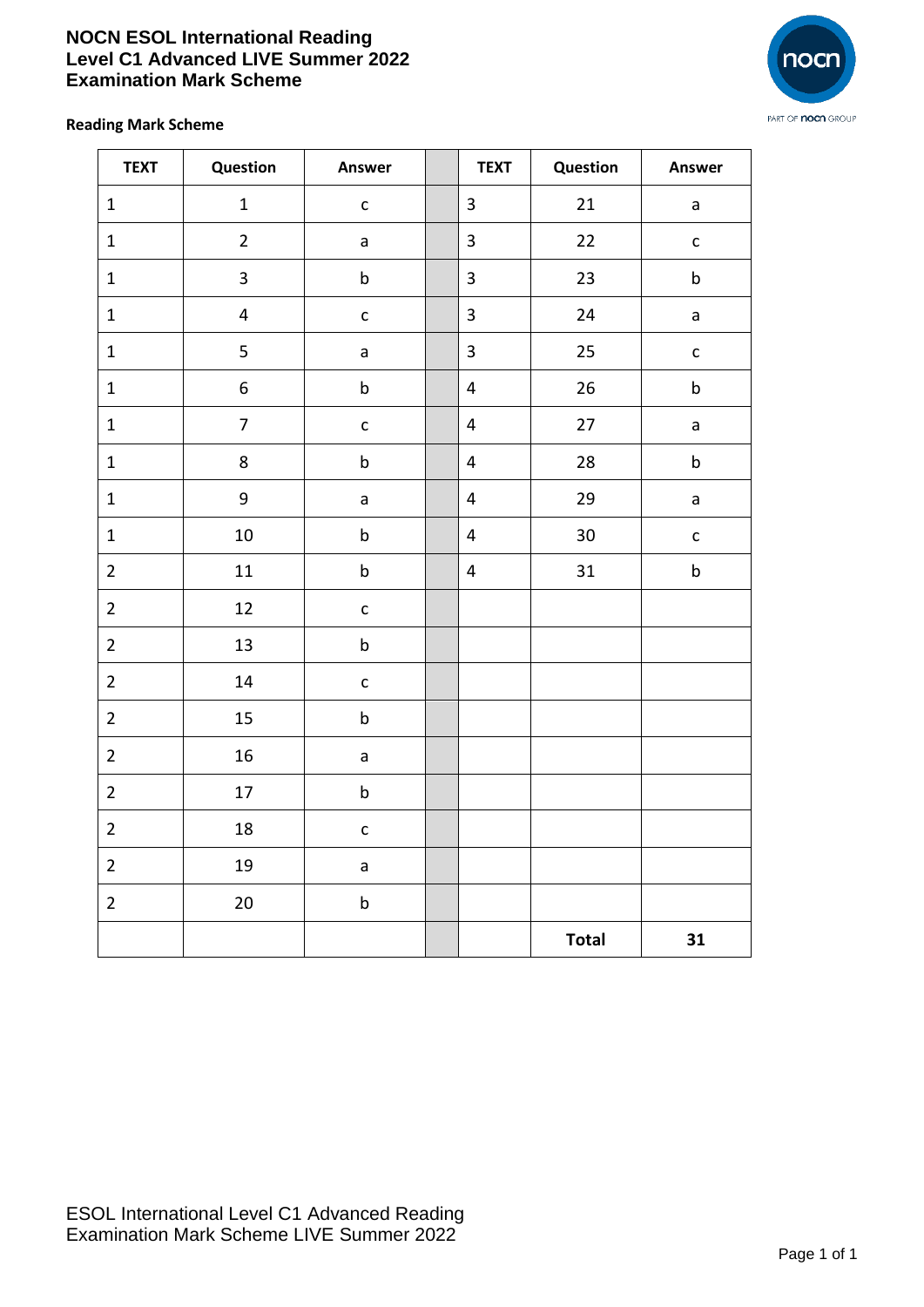# NOCN ESOL International Reading Level C1 Advanced LIVE Summer 2022 Examination Mark Scheme

**Reading Mark Scheme**

| TEXT | Question | Answer | | TEXT | Question | Answer |
|---|---|---|---|---|---|---|
| 1 | 1 | c | | 3 | 21 | a |
| 1 | 2 | a | | 3 | 22 | c |
| 1 | 3 | b | | 3 | 23 | b |
| 1 | 4 | c | | 3 | 24 | a |
| 1 | 5 | a | | 3 | 25 | c |
| 1 | 6 | b | | 4 | 26 | b |
| 1 | 7 | c | | 4 | 27 | a |
| 1 | 8 | b | | 4 | 28 | b |
| 1 | 9 | a | | 4 | 29 | a |
| 1 | 10 | b | | 4 | 30 | c |
| 2 | 11 | b | | 4 | 31 | b |
| 2 | 12 | c | | | | |
| 2 | 13 | b | | | | |
| 2 | 14 | c | | | | |
| 2 | 15 | b | | | | |
| 2 | 16 | a | | | | |
| 2 | 17 | b | | | | |
| 2 | 18 | c | | | | |
| 2 | 19 | a | | | | |
| 2 | 20 | b | | | | |
| | | | | | **Total** | **31** |